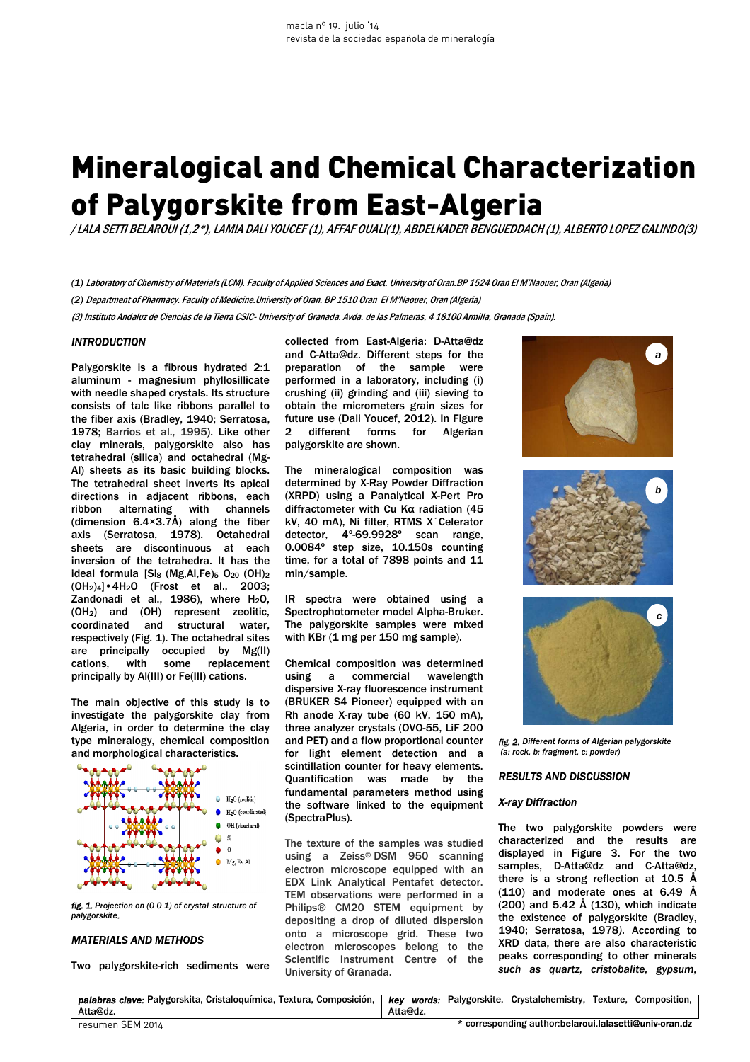# Mineralogical and Chemical Characterization of Palygorskite from East-Algeria

*/ LALA SETTI BELAROUI (1,2\*), LAMIA DALI YOUCEF (1), AFFAF OUALI(1), ABDELKADER BENGUEDDACH (1), ALBERTO LOPEZ GALINDO(3)*

*(1) Laboratory of Chemistry of Materials (LCM). Faculty of Applied Sciences and Exact. University of Oran.BP 1524 Oran El M'Naouer, Oran (Algeria)*

*(2) Department of Pharmacy. Faculty of Medicine.University of Oran. BP 1510 Oran El M'Naouer, Oran (Algeria)*

*(3) Instituto Andaluz de Ciencias de la Tierra CSIC- University of Granada. Avda. de las Palmeras, 4 18100 Armilla, Granada (Spain).*

## INTRODUCTION

Palygorskite is a fibrous hydrated 2:1 aluminum - magnesium phyllosillicate with needle shaped crystals. Its structure consists of talc like ribbons parallel to the fiber axis (Bradley, 1940; Serratosa, 1978; Barrios et al., 1995). Like other clay minerals, palygorskite also has tetrahedral (silica) and octahedral (Mg-Al) sheets as its basic building blocks. The tetrahedral sheet inverts its apical directions in adjacent ribbons, each ribbon alternating with channels (dimension 6.4×3.7Å) along the fiber axis (Serratosa, 1978). Octahedral sheets are discontinuous at each inversion of the tetrahedra. It has the ideal formula $[Si_8 (Mg,Al,Fe)_5 O_{20} (OH)_2 (OH_2)_4] \cdot 4H_2O$ (Frost et al., 2003; Zandonadi et al., 1986), where $H_2O$, $(OH_2)$ and $(OH)$ represent zeolitic, coordinated and structural water, respectively (Fig. 1). The octahedral sites are principally occupied by Mg(II) cations, with some replacement principally by Al(III) or Fe(III) cations.

The main objective of this study is to investigate the palygorskite clay from Algeria, in order to determine the clay type mineralogy, chemical composition and morphological characteristics.

*fig. 1. Projection on (0 0 1) of crystal structure of palygorskite.*

## MATERIALS AND METHODS

Two palygorskite-rich sediments were collected from East-Algeria: D-Atta@dz and C-Atta@dz. Different steps for the preparation of the sample were performed in a laboratory, including (i) crushing (ii) grinding and (iii) sieving to obtain the micrometers grain sizes for future use (Dali Youcef, 2012). In Figure 2 different forms for Algerian palygorskite are shown.

The mineralogical composition was determined by X-Ray Powder Diffraction (XRPD) using a Panalytical X-Pert Pro diffractometer with Cu Kα radiation (45 kV, 40 mA), Ni filter, RTMS X´Celerator detector, 4º-69.9928º scan range, 0.0084º step size, 10.150s counting time, for a total of 7898 points and 11 min/sample.

IR spectra were obtained using a Spectrophotometer model Alpha-Bruker. The palygorskite samples were mixed with KBr (1 mg per 150 mg sample).

Chemical composition was determined using a commercial wavelength dispersive X-ray fluorescence instrument (BRUKER S4 Pioneer) equipped with an Rh anode X-ray tube (60 kV, 150 mA), three analyzer crystals (OVO-55, LiF 200 and PET) and a flow proportional counter for light element detection and a scintillation counter for heavy elements. Quantification was made by the fundamental parameters method using the software linked to the equipment (SpectraPlus).

The texture of the samples was studied using a Zeiss® DSM 950 scanning electron microscope equipped with an EDX Link Analytical Pentafet detector. TEM observations were performed in a Philips® CM20 STEM equipment by depositing a drop of diluted dispersion onto a microscope grid. These two electron microscopes belong to the Scientific Instrument Centre of the University of Granada.

*fig. 2. Different forms of Algerian palygorskite (a: rock, b: fragment, c: powder)*

## RESULTS AND DISCUSSION

### X-ray Diffraction

The two palygorskite powders were characterized and the results are displayed in Figure 3. For the two samples, D-Atta@dz and C-Atta@dz, there is a strong reflection at 10.5 Å (110) and moderate ones at 6.49 Å (200) and 5.42 Å (130), which indicate the existence of palygorskite (Bradley, 1940; Serratosa, 1978). According to XRD data, there are also characteristic peaks corresponding to other minerals *such as quartz, cristobalite, gypsum,*

| *palabras clave:* Palygorskita, Cristaloquímica, Textura, Composición, Atta@dz. | *key words:* Palygorskite, Crystalchemistry, Texture, Composition, Atta@dz. |
| --- | --- |

\* corresponding author: belaroui.lalasetti@univ-oran.dz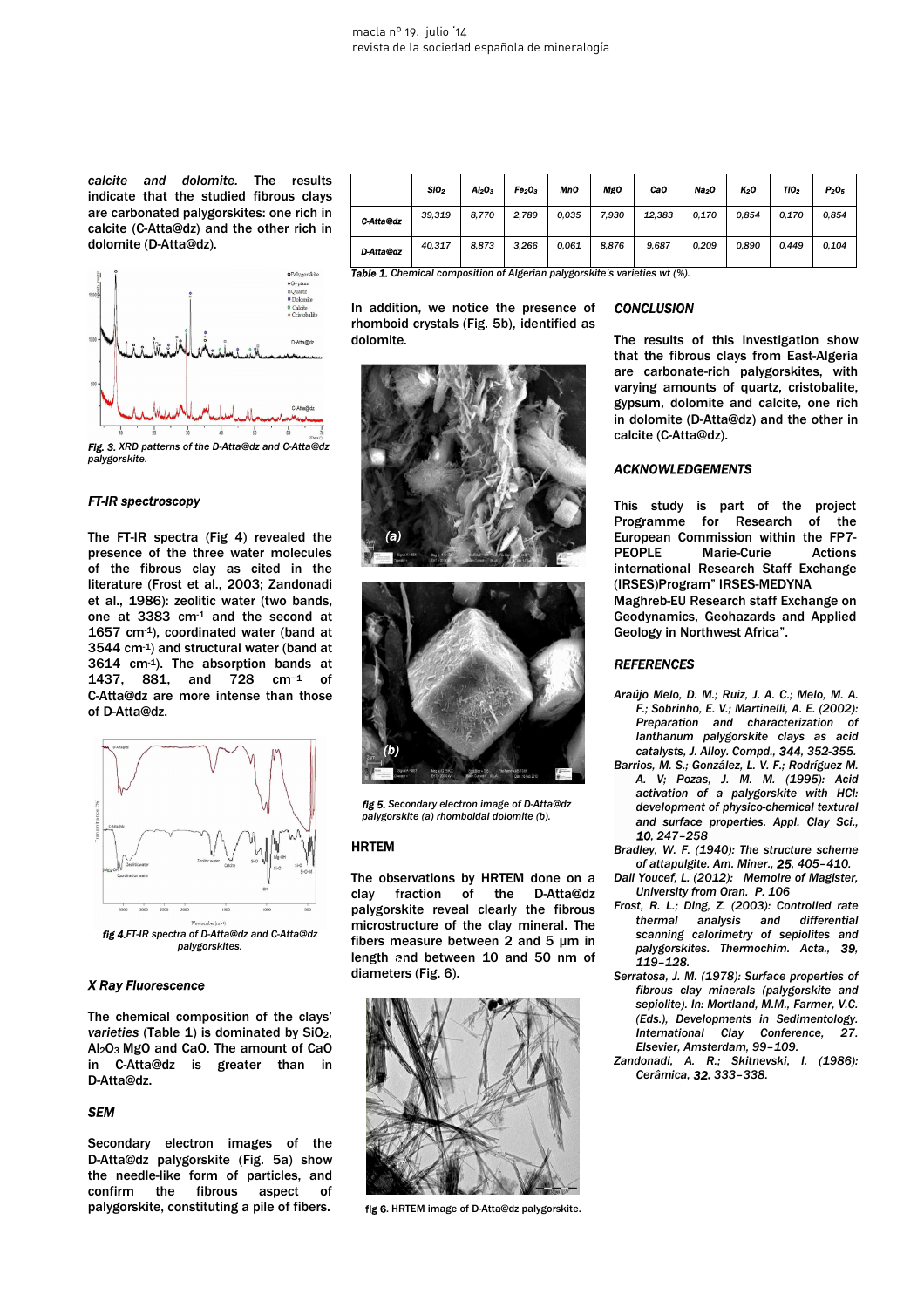*calcite and dolomite.* The results indicate that the studied fibrous clays are carbonated palygorskites: one rich in calcite (C-Atta@dz) and the other rich in dolomite (D-Atta@dz).

*Fig. 3. XRD patterns of the D-Atta@dz and C-Atta@dz palygorskite.*

### *FT-IR spectroscopy*

The FT-IR spectra (Fig 4) revealed the presence of the three water molecules of the fibrous clay as cited in the literature (Frost et al., 2003; Zandonadi et al., 1986): zeolitic water (two bands, one at 3383 $cm^{-1}$ and the second at 1657 $cm^{-1}$), coordinated water (band at 3544 $cm^{-1}$) and structural water (band at 3614 $cm^{-1}$). The absorption bands at 1437, 881, and 728 $cm^{-1}$ of C-Atta@dz are more intense than those of D-Atta@dz.

*fig 4. FT-IR spectra of D-Atta@dz and C-Atta@dz palygorskites.*

### *X Ray Fluorescence*

The chemical composition of the clays' *varieties* (Table 1) is dominated by $SiO_2$, $Al_2O_3$ MgO and CaO. The amount of CaO in C-Atta@dz is greater than in D-Atta@dz.

| | $SiO_2$ | $Al_2O_3$ | $Fe_2O_3$ | MnO | MgO | CaO | $Na_2O$ | $K_2O$ | $TiO_2$ | $P_2O_5$ |
|---|---|---|---|---|---|---|---|---|---|---|
| C-Atta@dz | 39,319 | 8,770 | 2,789 | 0,035 | 7,930 | 12,383 | 0,170 | 0,854 | 0,170 | 0,854 |
| D-Atta@dz | 40,317 | 8,873 | 3,266 | 0,061 | 8,876 | 9,687 | 0,209 | 0,890 | 0,449 | 0,104 |

*Table 1. Chemical composition of Algerian palygorskite's varieties wt (%).*

### *SEM*

Secondary electron images of the D-Atta@dz palygorskite (Fig. 5a) show the needle-like form of particles, and confirm the fibrous aspect of palygorskite, constituting a pile of fibers.

In addition, we notice the presence of rhomboid crystals (Fig. 5b), identified as dolomite.

*fig 5. Secondary electron image of D-Atta@dz palygorskite (a) rhomboidal dolomite (b).*

### HRTEM

The observations by HRTEM done on a clay fraction of the D-Atta@dz palygorskite reveal clearly the fibrous microstructure of the clay mineral. The fibers measure between 2 and 5 µm in length and between 10 and 50 nm of diameters (Fig. 6).

fig 6. HRTEM image of D-Atta@dz palygorskite.

### *CONCLUSION*

The results of this investigation show that the fibrous clays from East-Algeria are carbonate-rich palygorskites, with varying amounts of quartz, cristobalite, gypsum, dolomite and calcite, one rich in dolomite (D-Atta@dz) and the other in calcite (C-Atta@dz).

### *ACKNOWLEDGEMENTS*

This study is part of the project Programme for Research of the European Commission within the FP7-PEOPLE Marie-Curie Actions international Research Staff Exchange (IRSES)Program" IRSES-MEDYNA Maghreb-EU Research staff Exchange on Geodynamics, Geohazards and Applied Geology in Northwest Africa".

### *REFERENCES*

*Araújo Melo, D. M.; Ruiz, J. A. C.; Melo, M. A. F.; Sobrinho, E. V.; Martinelli, A. E. (2002): Preparation and characterization of lanthanum palygorskite clays as acid catalysts, J. Alloy. Compd., **344**, 352-355.*

*Barrios, M. S.; González, L. V. F.; Rodríguez M. A. V; Pozas, J. M. M. (1995): Acid activation of a palygorskite with HCl: development of physico-chemical textural and surface properties. Appl. Clay Sci., **10**, 247–258*

*Bradley, W. F. (1940): The structure scheme of attapulgite. Am. Miner., **25**, 405–410.*

*Dali Youcef, L. (2012): Memoire of Magister, University from Oran. P. 106*

*Frost, R. L.; Ding, Z. (2003): Controlled rate thermal analysis and differential scanning calorimetry of sepiolites and palygorskites. Thermochim. Acta., **39**, 119–128.*

*Serratosa, J. M. (1978): Surface properties of fibrous clay minerals (palygorskite and sepiolite). In: Mortland, M.M., Farmer, V.C. (Eds.), Developments in Sedimentology. International Clay Conference, 27. Elsevier, Amsterdam, 99–109.*

*Zandonadi, A. R.; Skitnevski, I. (1986): Cerâmica, **32**, 333–338.*